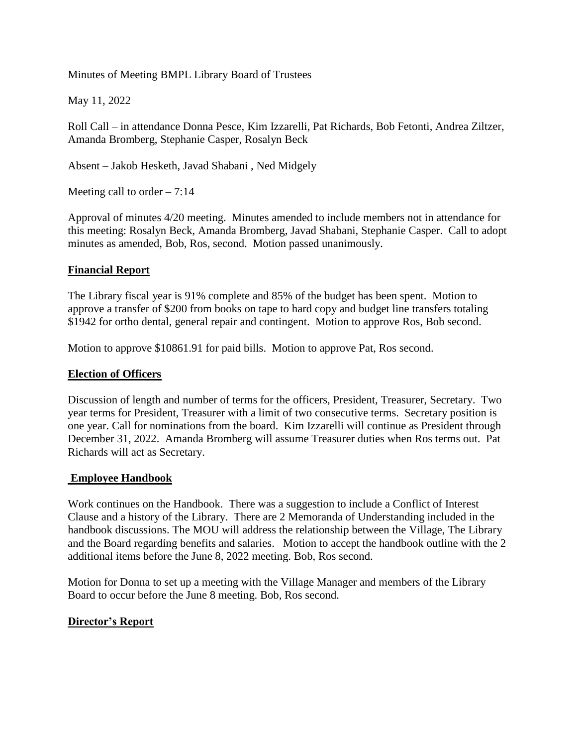Minutes of Meeting BMPL Library Board of Trustees

May 11, 2022

Roll Call – in attendance Donna Pesce, Kim Izzarelli, Pat Richards, Bob Fetonti, Andrea Ziltzer, Amanda Bromberg, Stephanie Casper, Rosalyn Beck

Absent – Jakob Hesketh, Javad Shabani , Ned Midgely

Meeting call to order – 7:14

Approval of minutes 4/20 meeting. Minutes amended to include members not in attendance for this meeting: Rosalyn Beck, Amanda Bromberg, Javad Shabani, Stephanie Casper. Call to adopt minutes as amended, Bob, Ros, second. Motion passed unanimously.

## Financial Report

The Library fiscal year is 91% complete and 85% of the budget has been spent. Motion to approve a transfer of $200 from books on tape to hard copy and budget line transfers totaling $1942 for ortho dental, general repair and contingent. Motion to approve Ros, Bob second.

Motion to approve $10861.91 for paid bills. Motion to approve Pat, Ros second.

## Election of Officers

Discussion of length and number of terms for the officers, President, Treasurer, Secretary. Two year terms for President, Treasurer with a limit of two consecutive terms. Secretary position is one year. Call for nominations from the board. Kim Izzarelli will continue as President through December 31, 2022. Amanda Bromberg will assume Treasurer duties when Ros terms out. Pat Richards will act as Secretary.

## Employee Handbook

Work continues on the Handbook. There was a suggestion to include a Conflict of Interest Clause and a history of the Library. There are 2 Memoranda of Understanding included in the handbook discussions. The MOU will address the relationship between the Village, The Library and the Board regarding benefits and salaries. Motion to accept the handbook outline with the 2 additional items before the June 8, 2022 meeting. Bob, Ros second.

Motion for Donna to set up a meeting with the Village Manager and members of the Library Board to occur before the June 8 meeting. Bob, Ros second.

## Director's Report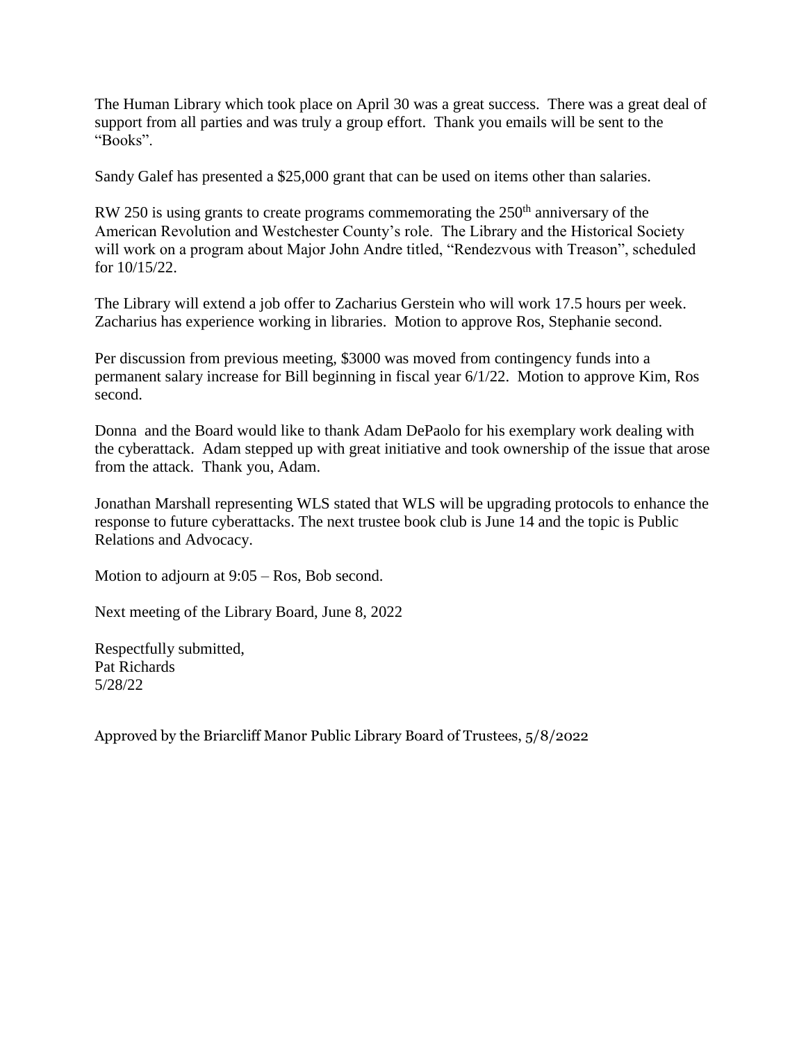The Human Library which took place on April 30 was a great success. There was a great deal of support from all parties and was truly a group effort. Thank you emails will be sent to the "Books".

Sandy Galef has presented a $25,000 grant that can be used on items other than salaries.

RW 250 is using grants to create programs commemorating the 250th anniversary of the American Revolution and Westchester County's role. The Library and the Historical Society will work on a program about Major John Andre titled, "Rendezvous with Treason", scheduled for 10/15/22.

The Library will extend a job offer to Zacharius Gerstein who will work 17.5 hours per week. Zacharius has experience working in libraries. Motion to approve Ros, Stephanie second.

Per discussion from previous meeting, $3000 was moved from contingency funds into a permanent salary increase for Bill beginning in fiscal year 6/1/22. Motion to approve Kim, Ros second.

Donna and the Board would like to thank Adam DePaolo for his exemplary work dealing with the cyberattack. Adam stepped up with great initiative and took ownership of the issue that arose from the attack. Thank you, Adam.

Jonathan Marshall representing WLS stated that WLS will be upgrading protocols to enhance the response to future cyberattacks. The next trustee book club is June 14 and the topic is Public Relations and Advocacy.

Motion to adjourn at 9:05 – Ros, Bob second.

Next meeting of the Library Board, June 8, 2022

Respectfully submitted,
Pat Richards
5/28/22

Approved by the Briarcliff Manor Public Library Board of Trustees, 5/8/2022